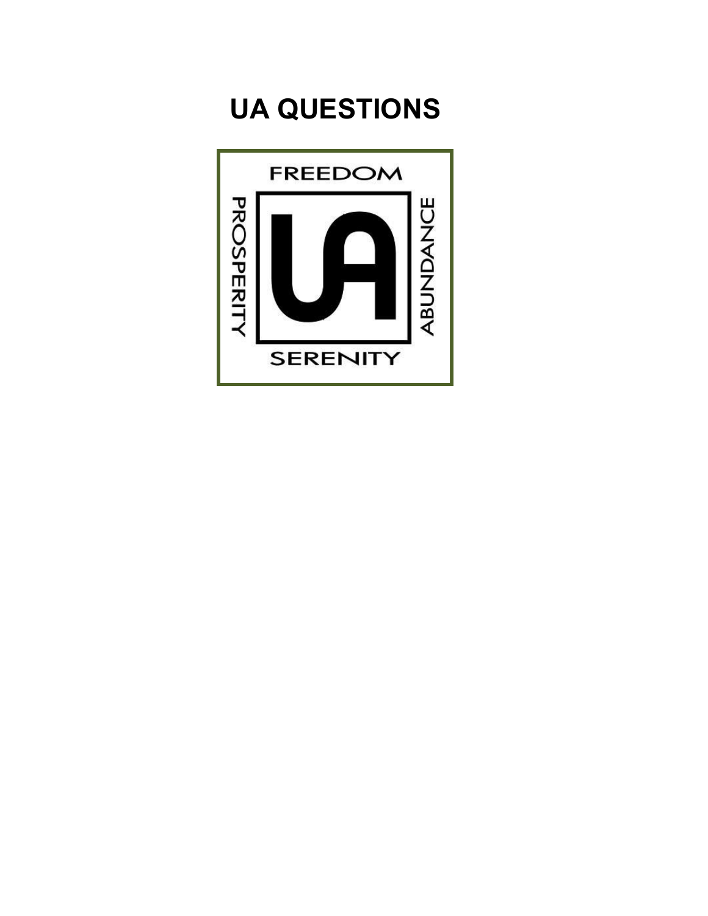# UA QUESTIONS

FREEDOM

PROSPERITY

UA

ABUNDANCE

SERENITY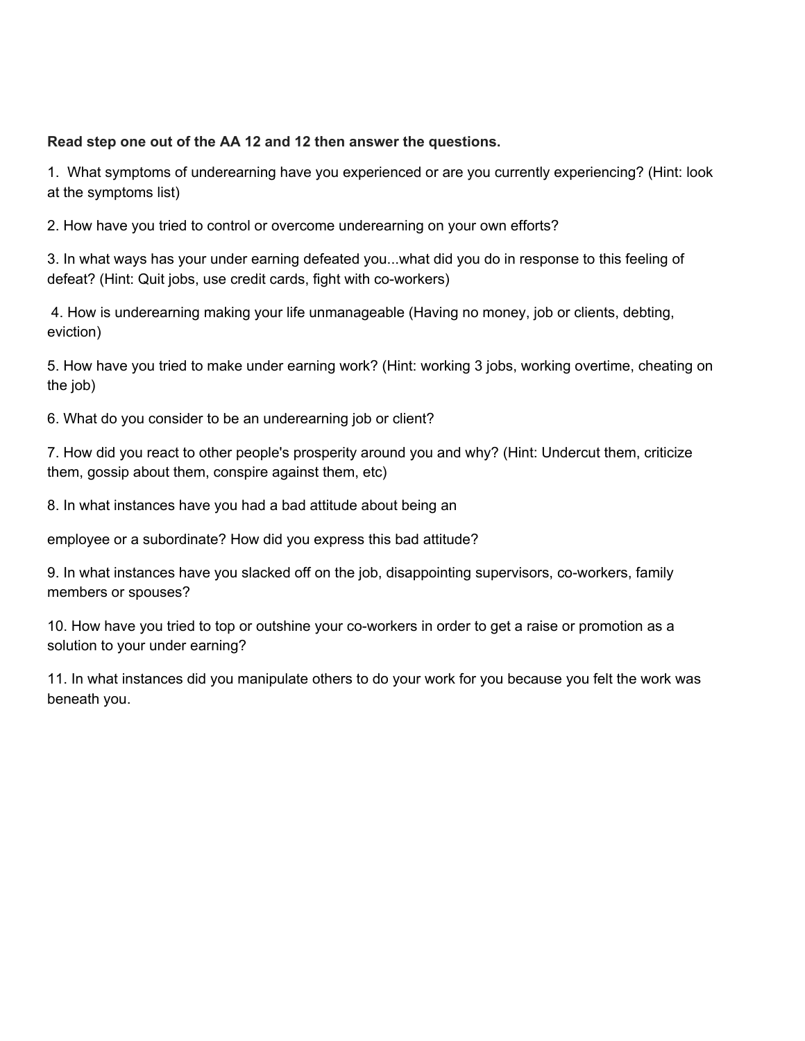**Read step one out of the AA 12 and 12 then answer the questions.**

1. What symptoms of underearning have you experienced or are you currently experiencing? (Hint: look at the symptoms list)

2. How have you tried to control or overcome underearning on your own efforts?

3. In what ways has your under earning defeated you...what did you do in response to this feeling of defeat? (Hint: Quit jobs, use credit cards, fight with co-workers)

4. How is underearning making your life unmanageable (Having no money, job or clients, debting, eviction)

5. How have you tried to make under earning work? (Hint: working 3 jobs, working overtime, cheating on the job)

6. What do you consider to be an underearning job or client?

7. How did you react to other people's prosperity around you and why? (Hint: Undercut them, criticize them, gossip about them, conspire against them, etc)

8. In what instances have you had a bad attitude about being an

employee or a subordinate? How did you express this bad attitude?

9. In what instances have you slacked off on the job, disappointing supervisors, co-workers, family members or spouses?

10. How have you tried to top or outshine your co-workers in order to get a raise or promotion as a solution to your under earning?

11. In what instances did you manipulate others to do your work for you because you felt the work was beneath you.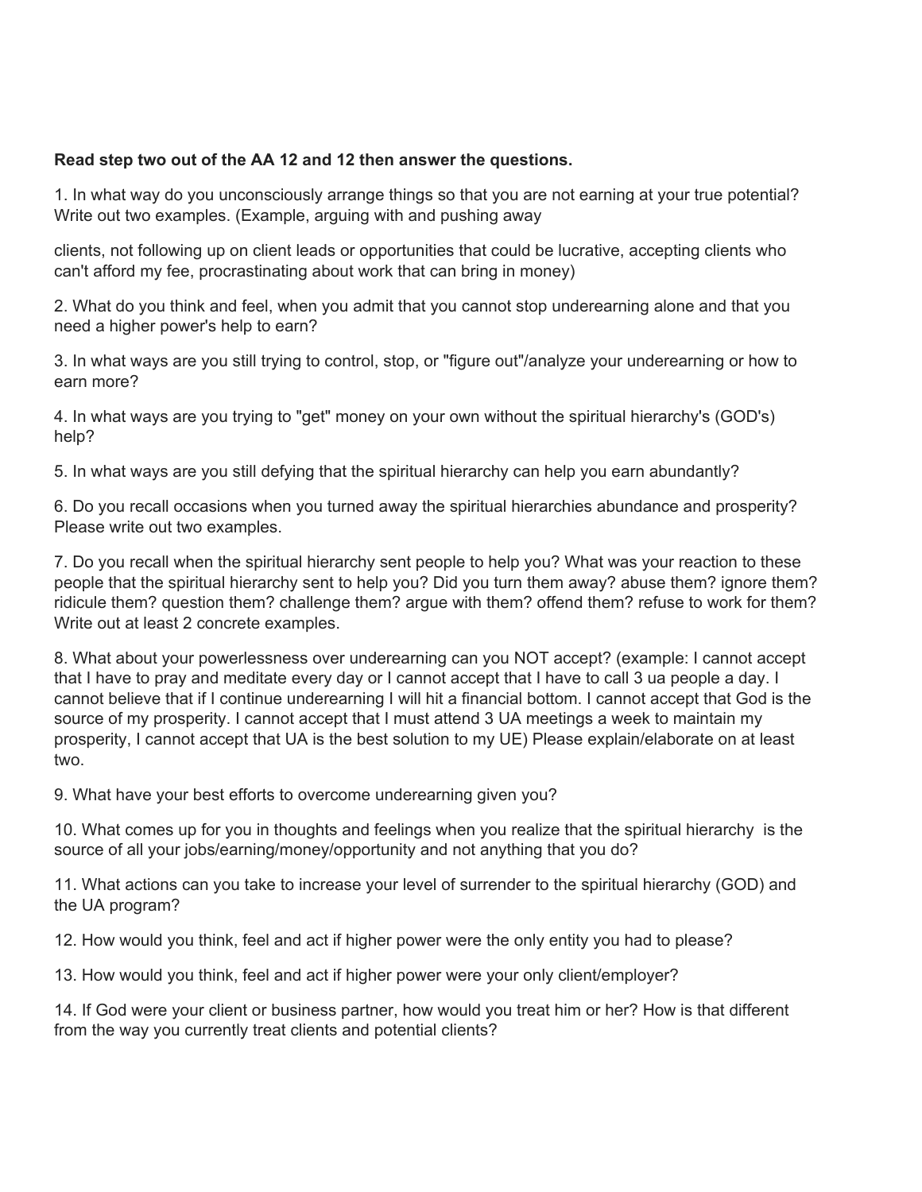**Read step two out of the AA 12 and 12 then answer the questions.**

1. In what way do you unconsciously arrange things so that you are not earning at your true potential? Write out two examples. (Example, arguing with and pushing away clients, not following up on client leads or opportunities that could be lucrative, accepting clients who can't afford my fee, procrastinating about work that can bring in money)

2. What do you think and feel, when you admit that you cannot stop underearning alone and that you need a higher power's help to earn?

3. In what ways are you still trying to control, stop, or "figure out"/analyze your underearning or how to earn more?

4. In what ways are you trying to "get" money on your own without the spiritual hierarchy's (GOD's) help?

5. In what ways are you still defying that the spiritual hierarchy can help you earn abundantly?

6. Do you recall occasions when you turned away the spiritual hierarchies abundance and prosperity? Please write out two examples.

7. Do you recall when the spiritual hierarchy sent people to help you? What was your reaction to these people that the spiritual hierarchy sent to help you? Did you turn them away? abuse them? ignore them? ridicule them? question them? challenge them? argue with them? offend them? refuse to work for them? Write out at least 2 concrete examples.

8. What about your powerlessness over underearning can you NOT accept? (example: I cannot accept that I have to pray and meditate every day or I cannot accept that I have to call 3 ua people a day. I cannot believe that if I continue underearning I will hit a financial bottom. I cannot accept that God is the source of my prosperity. I cannot accept that I must attend 3 UA meetings a week to maintain my prosperity, I cannot accept that UA is the best solution to my UE) Please explain/elaborate on at least two.

9. What have your best efforts to overcome underearning given you?

10. What comes up for you in thoughts and feelings when you realize that the spiritual hierarchy is the source of all your jobs/earning/money/opportunity and not anything that you do?

11. What actions can you take to increase your level of surrender to the spiritual hierarchy (GOD) and the UA program?

12. How would you think, feel and act if higher power were the only entity you had to please?

13. How would you think, feel and act if higher power were your only client/employer?

14. If God were your client or business partner, how would you treat him or her? How is that different from the way you currently treat clients and potential clients?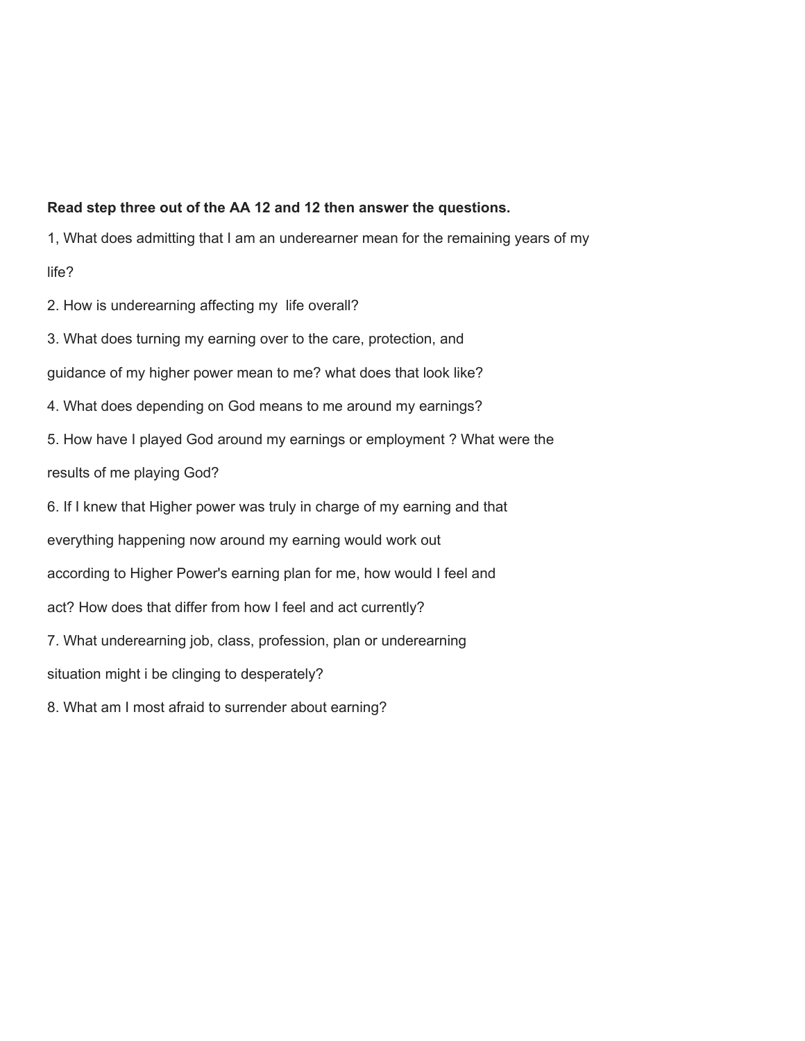**Read step three out of the AA 12 and 12 then answer the questions.**

1, What does admitting that I am an underearner mean for the remaining years of my life?

2. How is underearning affecting my life overall?

3. What does turning my earning over to the care, protection, and guidance of my higher power mean to me? what does that look like?

4. What does depending on God means to me around my earnings?

5. How have I played God around my earnings or employment ? What were the results of me playing God?

6. If I knew that Higher power was truly in charge of my earning and that everything happening now around my earning would work out according to Higher Power's earning plan for me, how would I feel and act? How does that differ from how I feel and act currently?

7. What underearning job, class, profession, plan or underearning situation might i be clinging to desperately?

8. What am I most afraid to surrender about earning?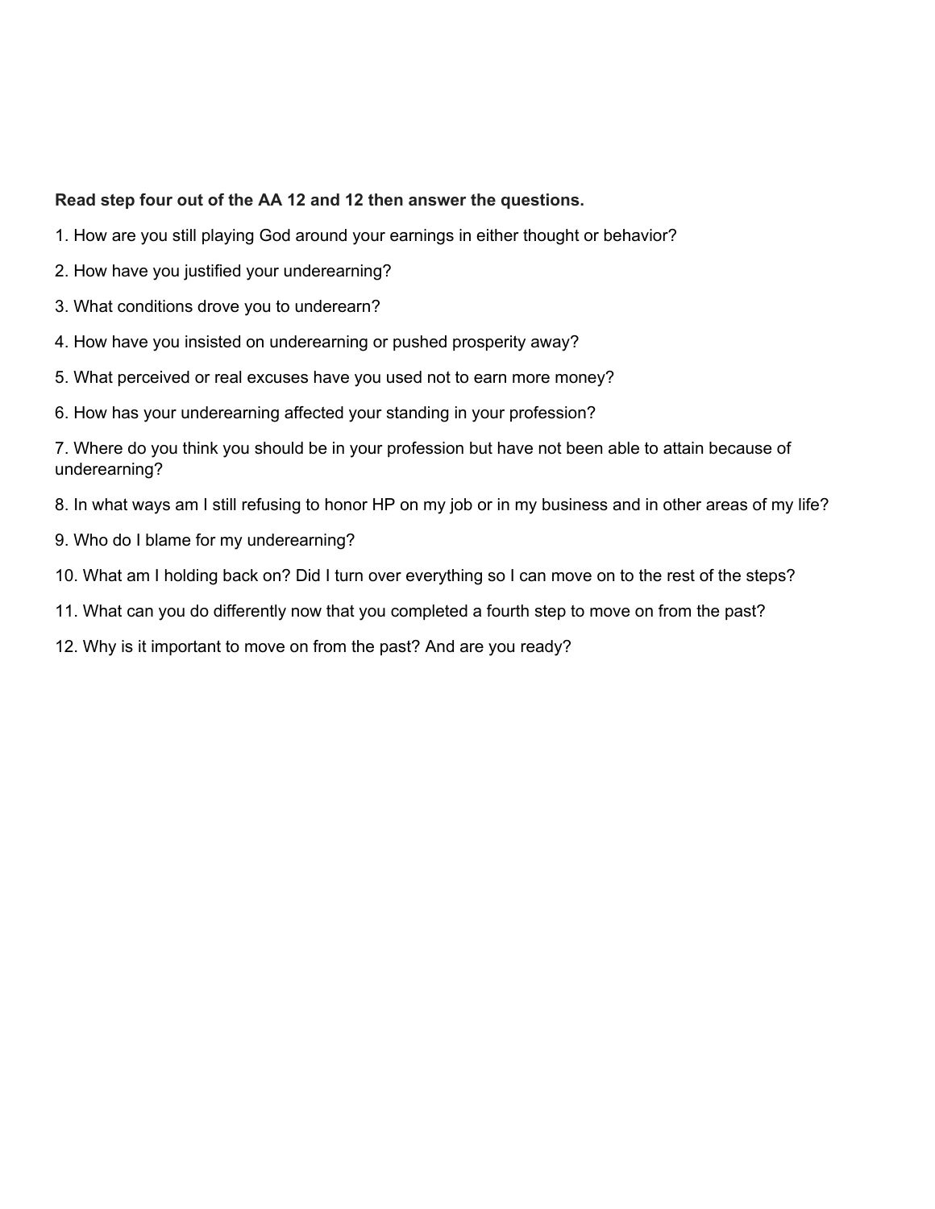**Read step four out of the AA 12 and 12 then answer the questions.**

1. How are you still playing God around your earnings in either thought or behavior?
2. How have you justified your underearning?
3. What conditions drove you to underearn?
4. How have you insisted on underearning or pushed prosperity away?
5. What perceived or real excuses have you used not to earn more money?
6. How has your underearning affected your standing in your profession?
7. Where do you think you should be in your profession but have not been able to attain because of underearning?
8. In what ways am I still refusing to honor HP on my job or in my business and in other areas of my life?
9. Who do I blame for my underearning?
10. What am I holding back on? Did I turn over everything so I can move on to the rest of the steps?
11. What can you do differently now that you completed a fourth step to move on from the past?
12. Why is it important to move on from the past? And are you ready?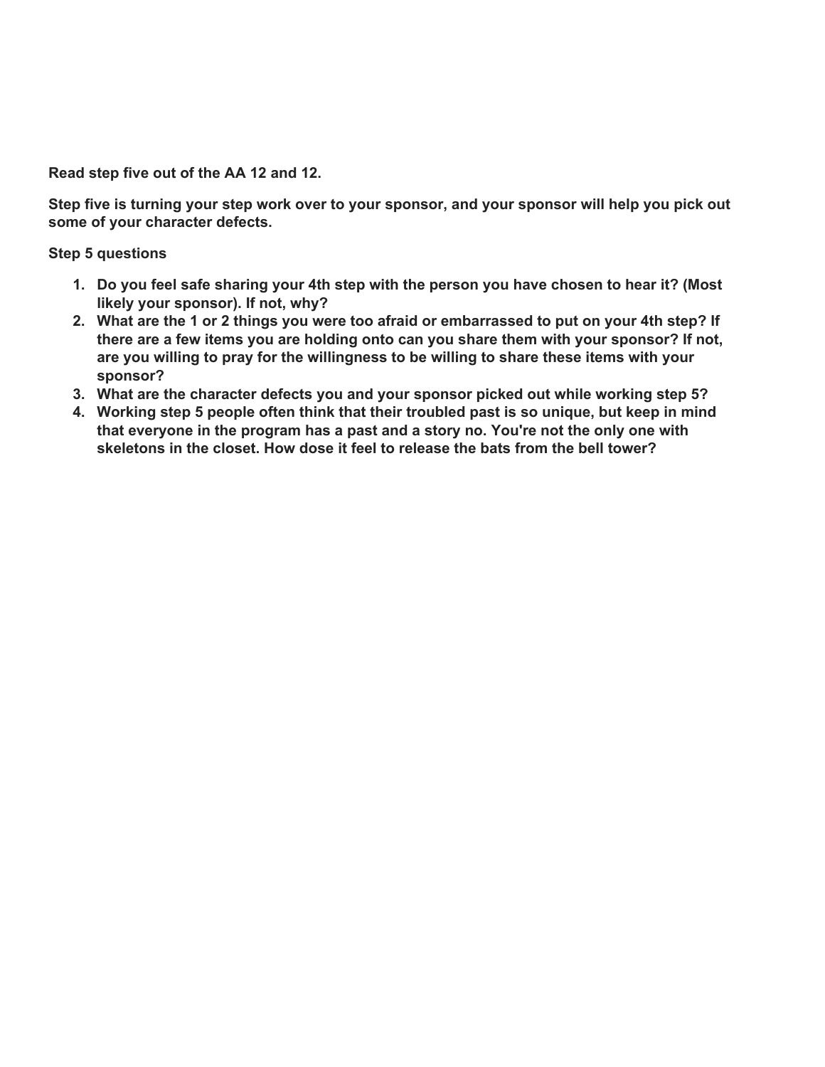**Read step five out of the AA 12 and 12.**

**Step five is turning your step work over to your sponsor, and your sponsor will help you pick out some of your character defects.**

**Step 5 questions**

1. **Do you feel safe sharing your 4th step with the person you have chosen to hear it? (Most likely your sponsor). If not, why?**
2. **What are the 1 or 2 things you were too afraid or embarrassed to put on your 4th step? If there are a few items you are holding onto can you share them with your sponsor? If not, are you willing to pray for the willingness to be willing to share these items with your sponsor?**
3. **What are the character defects you and your sponsor picked out while working step 5?**
4. **Working step 5 people often think that their troubled past is so unique, but keep in mind that everyone in the program has a past and a story no. You're not the only one with skeletons in the closet. How dose it feel to release the bats from the bell tower?**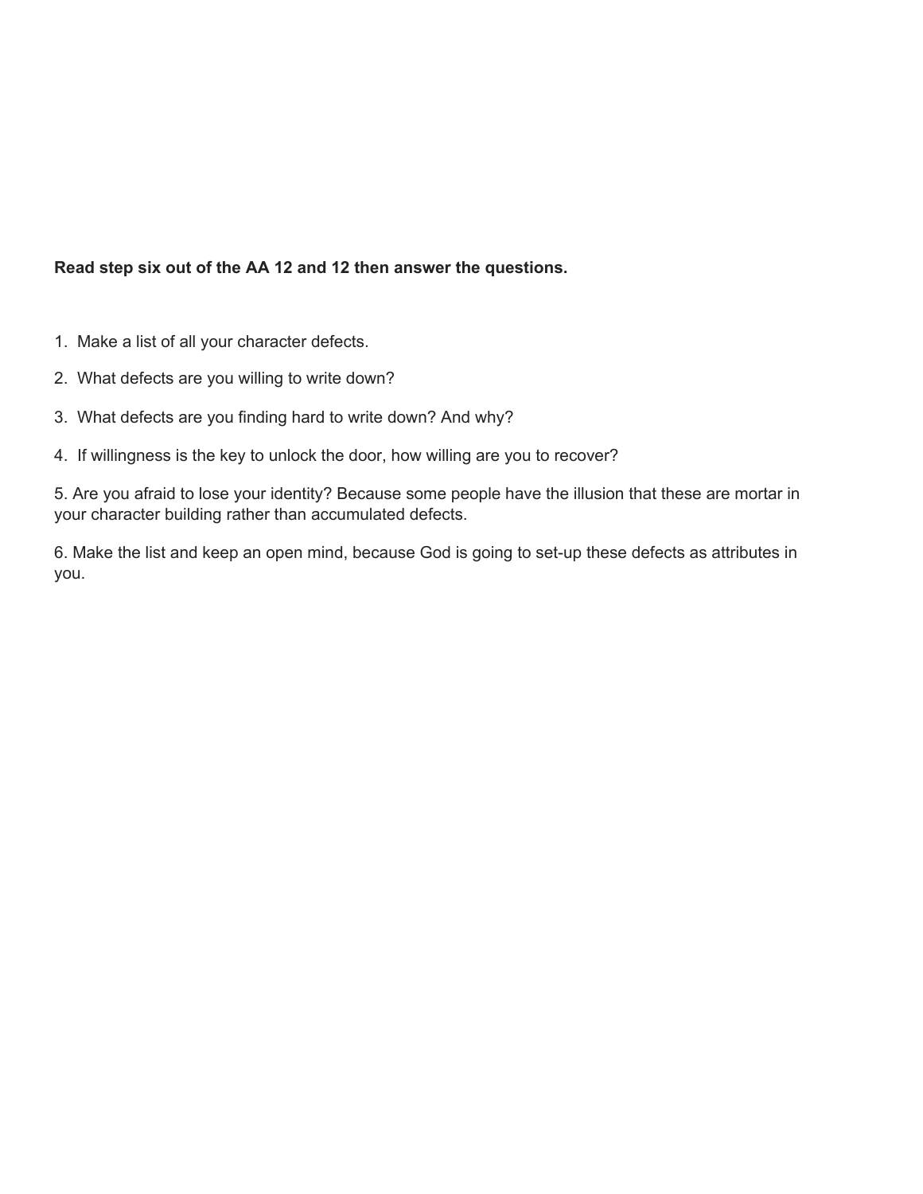**Read step six out of the AA 12 and 12 then answer the questions.**

1. Make a list of all your character defects.
2. What defects are you willing to write down?
3. What defects are you finding hard to write down? And why?
4. If willingness is the key to unlock the door, how willing are you to recover?
5. Are you afraid to lose your identity? Because some people have the illusion that these are mortar in your character building rather than accumulated defects.
6. Make the list and keep an open mind, because God is going to set-up these defects as attributes in you.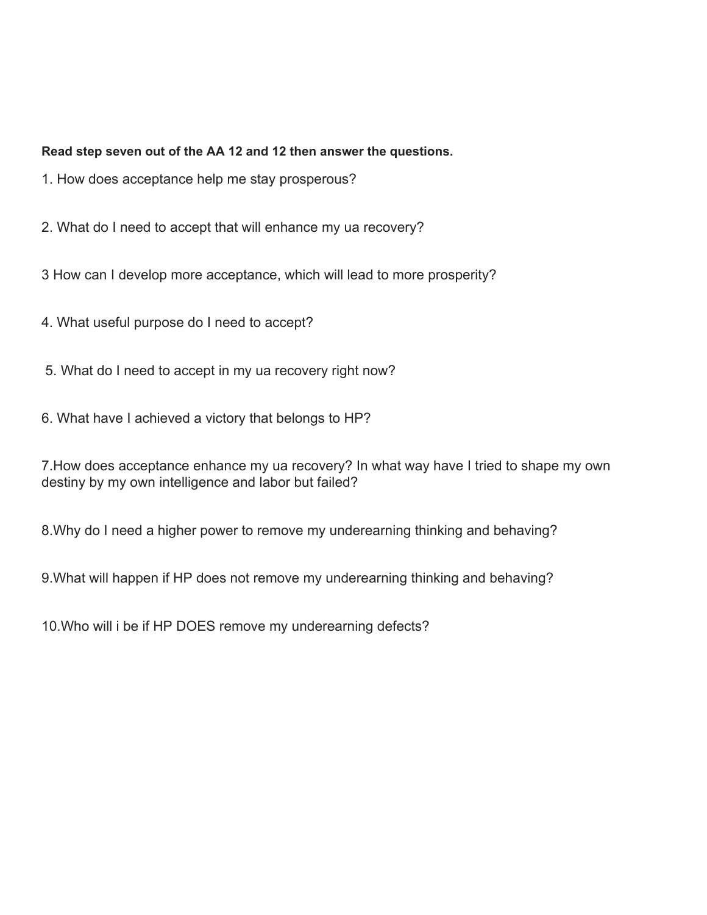**Read step seven out of the AA 12 and 12 then answer the questions.**

1. How does acceptance help me stay prosperous?

2. What do I need to accept that will enhance my ua recovery?

3 How can I develop more acceptance, which will lead to more prosperity?

4. What useful purpose do I need to accept?

5. What do I need to accept in my ua recovery right now?

6. What have I achieved a victory that belongs to HP?

7.How does acceptance enhance my ua recovery? In what way have I tried to shape my own destiny by my own intelligence and labor but failed?

8.Why do I need a higher power to remove my underearning thinking and behaving?

9.What will happen if HP does not remove my underearning thinking and behaving?

10.Who will i be if HP DOES remove my underearning defects?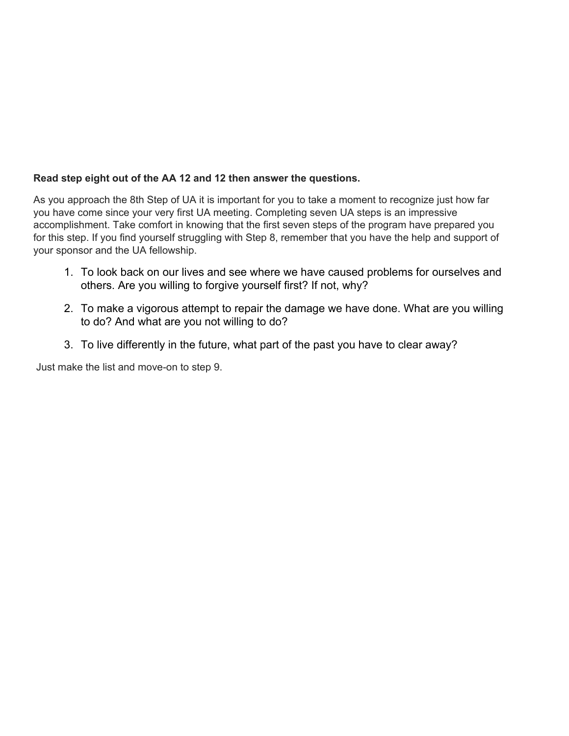**Read step eight out of the AA 12 and 12 then answer the questions.**

As you approach the 8th Step of UA it is important for you to take a moment to recognize just how far you have come since your very first UA meeting. Completing seven UA steps is an impressive accomplishment. Take comfort in knowing that the first seven steps of the program have prepared you for this step. If you find yourself struggling with Step 8, remember that you have the help and support of your sponsor and the UA fellowship.

1. To look back on our lives and see where we have caused problems for ourselves and others. Are you willing to forgive yourself first? If not, why?
2. To make a vigorous attempt to repair the damage we have done. What are you willing to do? And what are you not willing to do?
3. To live differently in the future, what part of the past you have to clear away?

Just make the list and move-on to step 9.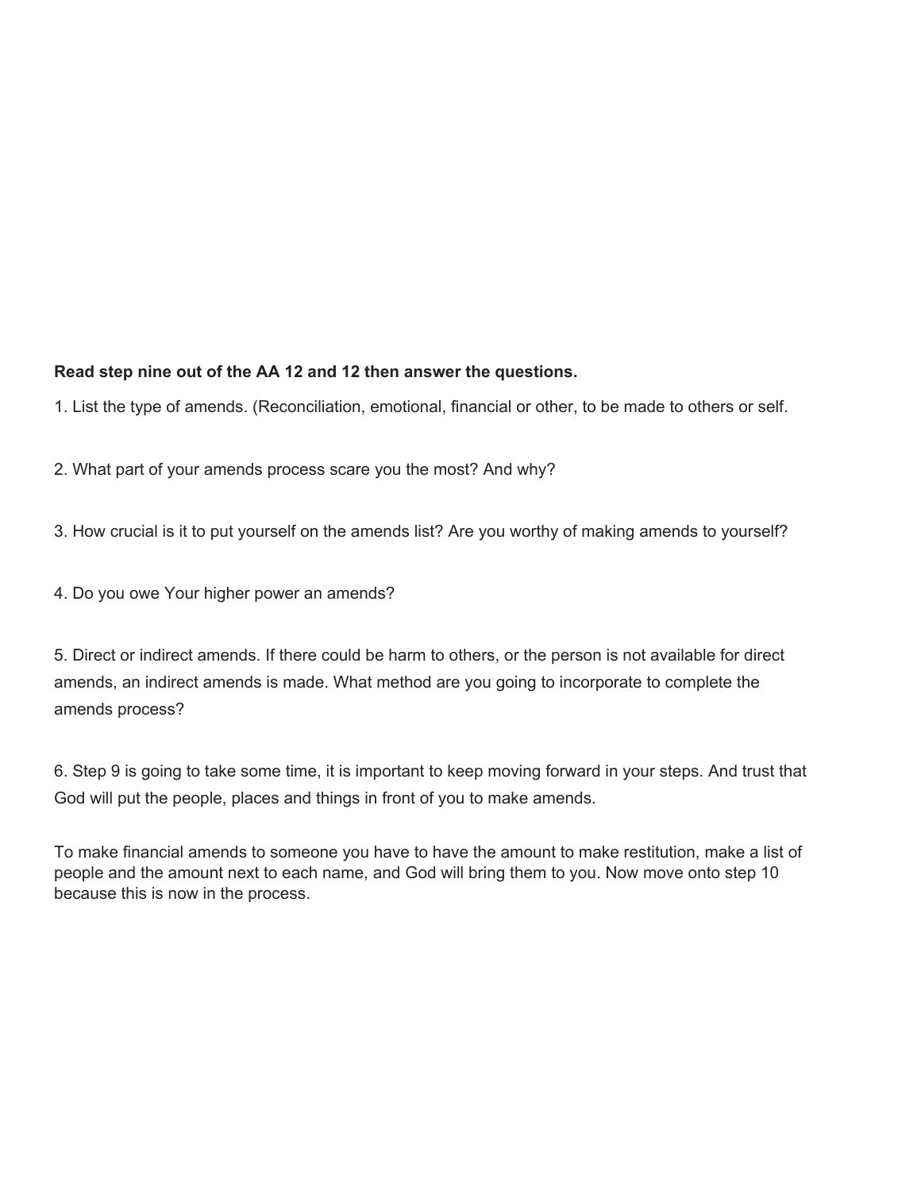**Read step nine out of the AA 12 and 12 then answer the questions.**

1. List the type of amends. (Reconciliation, emotional, financial or other, to be made to others or self.

2. What part of your amends process scare you the most? And why?

3. How crucial is it to put yourself on the amends list? Are you worthy of making amends to yourself?

4. Do you owe Your higher power an amends?

5. Direct or indirect amends. If there could be harm to others, or the person is not available for direct amends, an indirect amends is made. What method are you going to incorporate to complete the amends process?

6. Step 9 is going to take some time, it is important to keep moving forward in your steps. And trust that God will put the people, places and things in front of you to make amends.

To make financial amends to someone you have to have the amount to make restitution, make a list of people and the amount next to each name, and God will bring them to you. Now move onto step 10 because this is now in the process.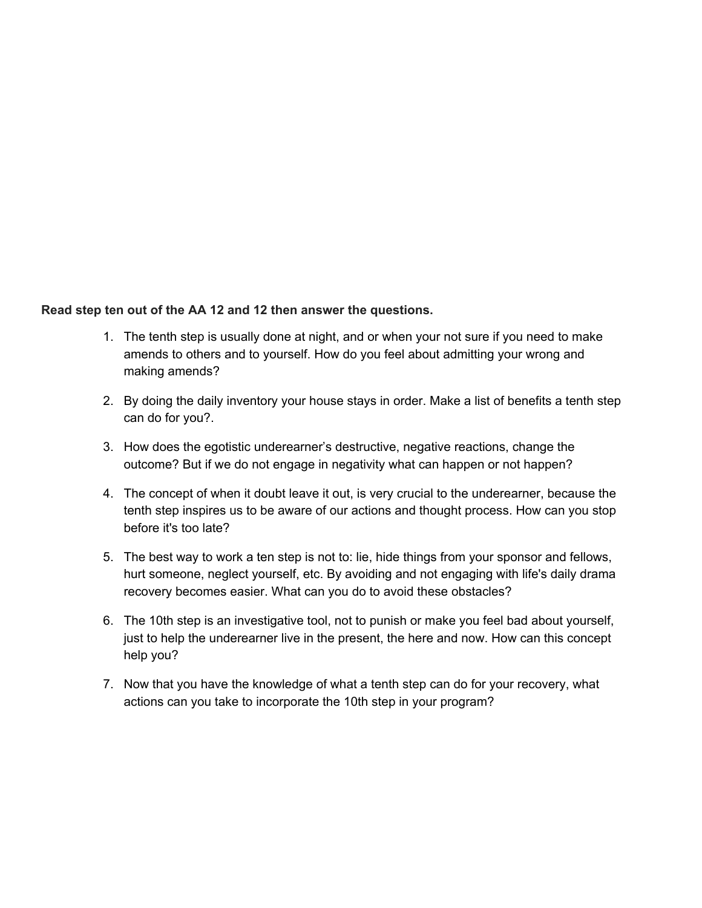**Read step ten out of the AA 12 and 12 then answer the questions.**

1. The tenth step is usually done at night, and or when your not sure if you need to make amends to others and to yourself. How do you feel about admitting your wrong and making amends?

2. By doing the daily inventory your house stays in order. Make a list of benefits a tenth step can do for you?.

3. How does the egotistic underearner's destructive, negative reactions, change the outcome? But if we do not engage in negativity what can happen or not happen?

4. The concept of when it doubt leave it out, is very crucial to the underearner, because the tenth step inspires us to be aware of our actions and thought process. How can you stop before it's too late?

5. The best way to work a ten step is not to: lie, hide things from your sponsor and fellows, hurt someone, neglect yourself, etc. By avoiding and not engaging with life's daily drama recovery becomes easier. What can you do to avoid these obstacles?

6. The 10th step is an investigative tool, not to punish or make you feel bad about yourself, just to help the underearner live in the present, the here and now. How can this concept help you?

7. Now that you have the knowledge of what a tenth step can do for your recovery, what actions can you take to incorporate the 10th step in your program?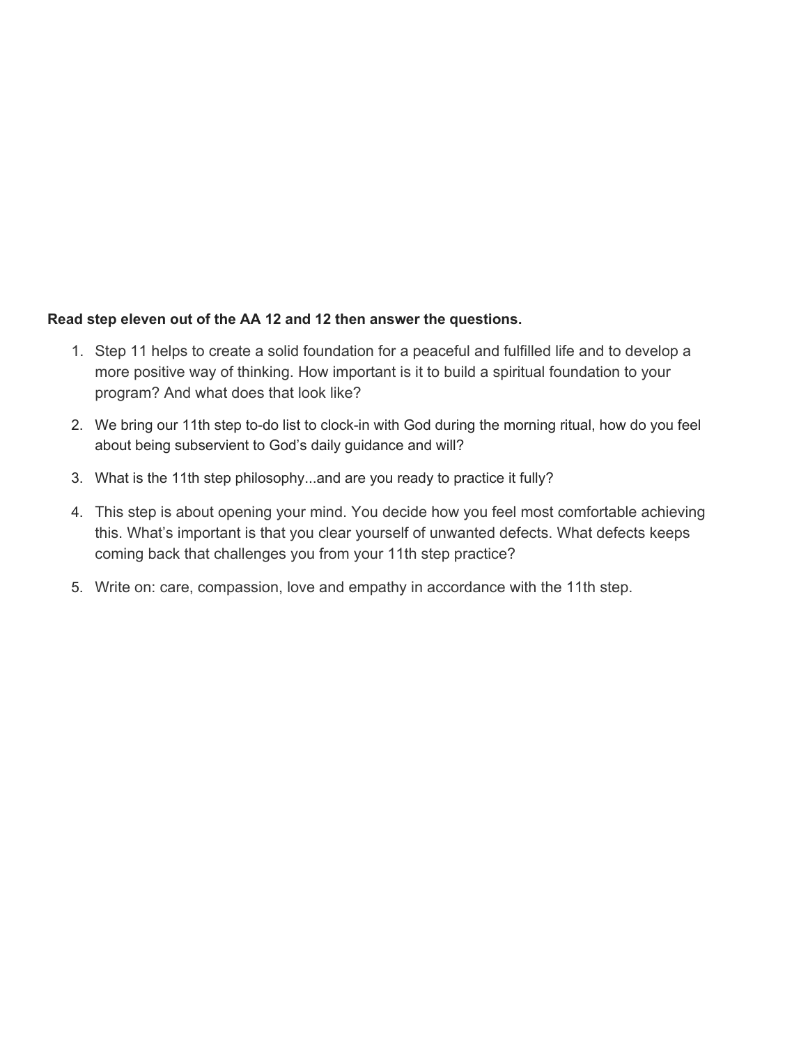**Read step eleven out of the AA 12 and 12 then answer the questions.**

1. Step 11 helps to create a solid foundation for a peaceful and fulfilled life and to develop a more positive way of thinking. How important is it to build a spiritual foundation to your program? And what does that look like?
2. We bring our 11th step to-do list to clock-in with God during the morning ritual, how do you feel about being subservient to God's daily guidance and will?
3. What is the 11th step philosophy...and are you ready to practice it fully?
4. This step is about opening your mind. You decide how you feel most comfortable achieving this. What's important is that you clear yourself of unwanted defects. What defects keeps coming back that challenges you from your 11th step practice?
5. Write on: care, compassion, love and empathy in accordance with the 11th step.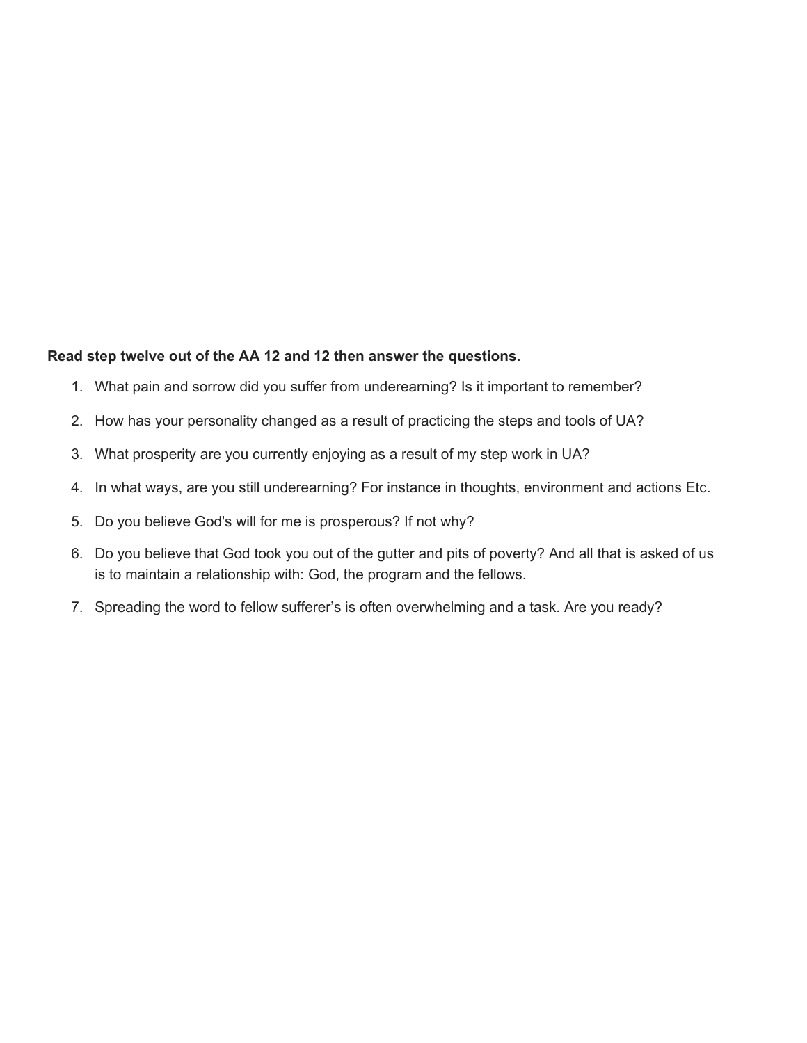**Read step twelve out of the AA 12 and 12 then answer the questions.**

1. What pain and sorrow did you suffer from underearning? Is it important to remember?
2. How has your personality changed as a result of practicing the steps and tools of UA?
3. What prosperity are you currently enjoying as a result of my step work in UA?
4. In what ways, are you still underearning? For instance in thoughts, environment and actions Etc.
5. Do you believe God's will for me is prosperous? If not why?
6. Do you believe that God took you out of the gutter and pits of poverty? And all that is asked of us is to maintain a relationship with: God, the program and the fellows.
7. Spreading the word to fellow sufferer's is often overwhelming and a task. Are you ready?